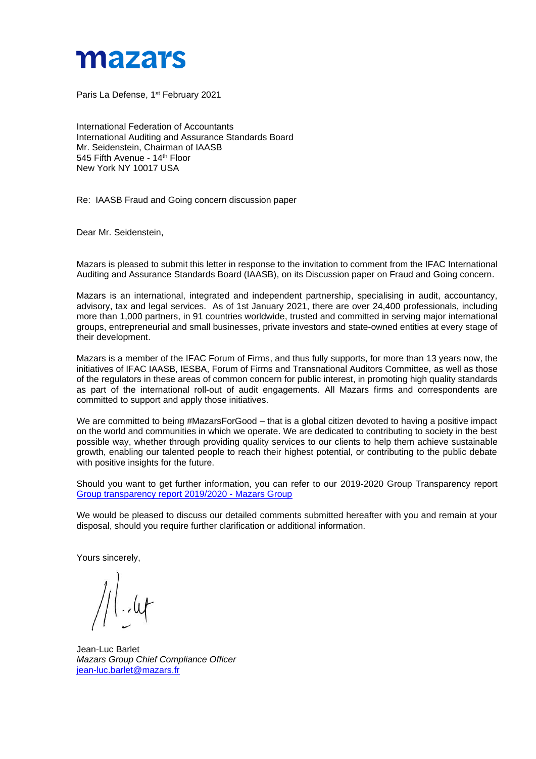# mazars

Paris La Defense, 1st February 2021

International Federation of Accountants
International Auditing and Assurance Standards Board
Mr. Seidenstein, Chairman of IAASB
545 Fifth Avenue - 14th Floor
New York NY 10017 USA

Re: IAASB Fraud and Going concern discussion paper

Dear Mr. Seidenstein,

Mazars is pleased to submit this letter in response to the invitation to comment from the IFAC International Auditing and Assurance Standards Board (IAASB), on its Discussion paper on Fraud and Going concern.

Mazars is an international, integrated and independent partnership, specialising in audit, accountancy, advisory, tax and legal services. As of 1st January 2021, there are over 24,400 professionals, including more than 1,000 partners, in 91 countries worldwide, trusted and committed in serving major international groups, entrepreneurial and small businesses, private investors and state-owned entities at every stage of their development.

Mazars is a member of the IFAC Forum of Firms, and thus fully supports, for more than 13 years now, the initiatives of IFAC IAASB, IESBA, Forum of Firms and Transnational Auditors Committee, as well as those of the regulators in these areas of common concern for public interest, in promoting high quality standards as part of the international roll-out of audit engagements. All Mazars firms and correspondents are committed to support and apply those initiatives.

We are committed to being #MazarsForGood – that is a global citizen devoted to having a positive impact on the world and communities in which we operate. We are dedicated to contributing to society in the best possible way, whether through providing quality services to our clients to help them achieve sustainable growth, enabling our talented people to reach their highest potential, or contributing to the public debate with positive insights for the future.

Should you want to get further information, you can refer to our 2019-2020 Group Transparency report [Group transparency report 2019/2020 - Mazars Group]

We would be pleased to discuss our detailed comments submitted hereafter with you and remain at your disposal, should you require further clarification or additional information.

Yours sincerely,

Jean-Luc Barlet
*Mazars Group Chief Compliance Officer*
jean-luc.barlet@mazars.fr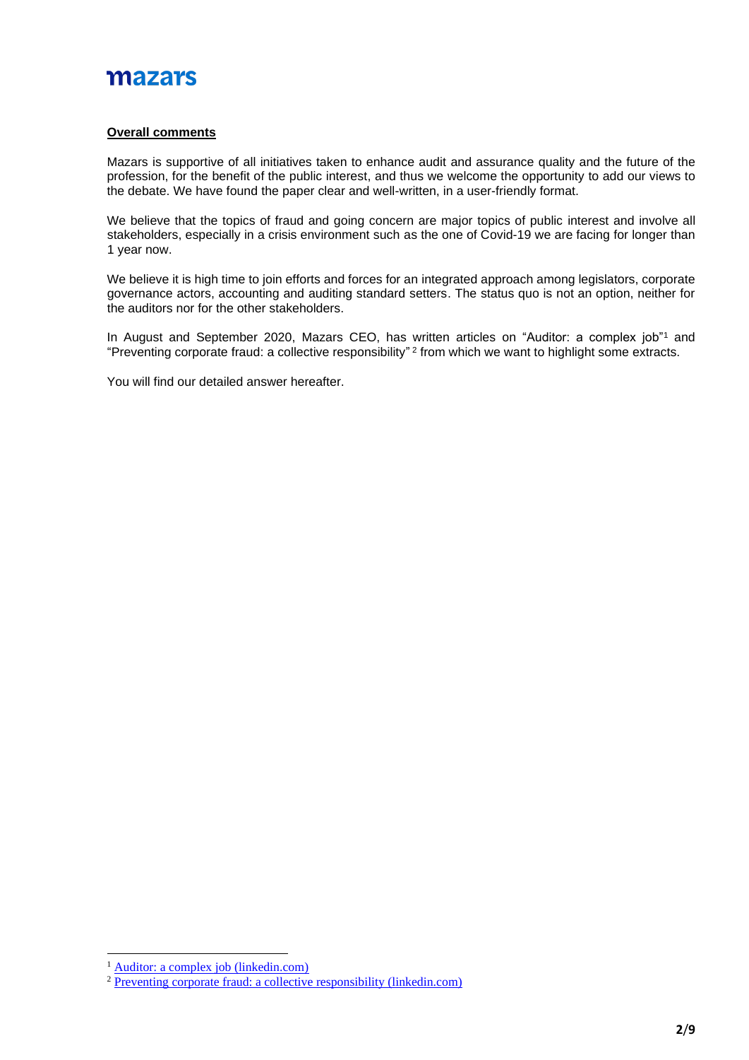**Overall comments**

Mazars is supportive of all initiatives taken to enhance audit and assurance quality and the future of the profession, for the benefit of the public interest, and thus we welcome the opportunity to add our views to the debate. We have found the paper clear and well-written, in a user-friendly format.

We believe that the topics of fraud and going concern are major topics of public interest and involve all stakeholders, especially in a crisis environment such as the one of Covid-19 we are facing for longer than 1 year now.

We believe it is high time to join efforts and forces for an integrated approach among legislators, corporate governance actors, accounting and auditing standard setters. The status quo is not an option, neither for the auditors nor for the other stakeholders.

In August and September 2020, Mazars CEO, has written articles on "Auditor: a complex job"[1] and "Preventing corporate fraud: a collective responsibility"[2] from which we want to highlight some extracts.

You will find our detailed answer hereafter.

---

[1] Auditor: a complex job (linkedin.com)

[2] Preventing corporate fraud: a collective responsibility (linkedin.com)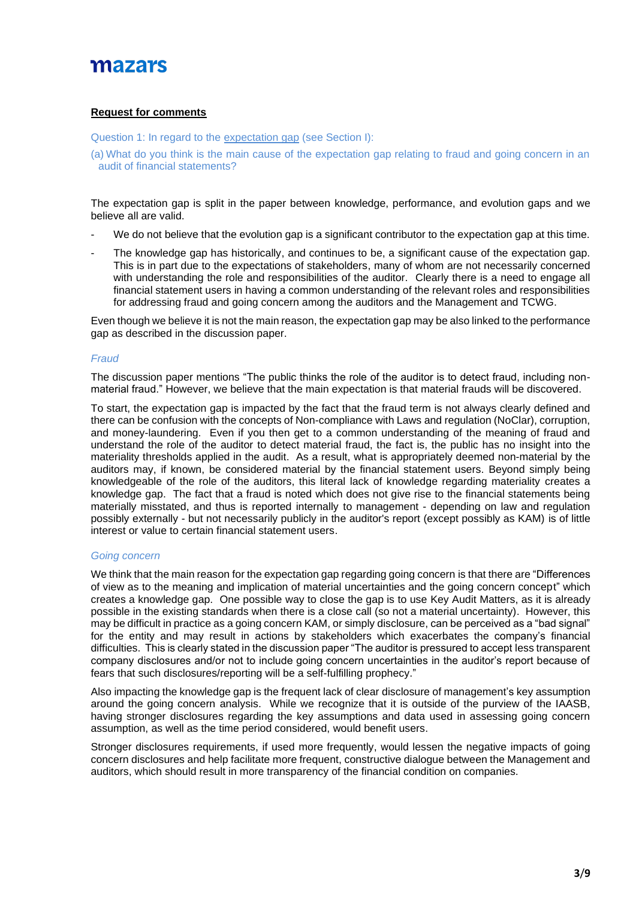**Request for comments**

Question 1: In regard to the expectation gap (see Section I):

(a) What do you think is the main cause of the expectation gap relating to fraud and going concern in an audit of financial statements?

The expectation gap is split in the paper between knowledge, performance, and evolution gaps and we believe all are valid.

- We do not believe that the evolution gap is a significant contributor to the expectation gap at this time.
- The knowledge gap has historically, and continues to be, a significant cause of the expectation gap. This is in part due to the expectations of stakeholders, many of whom are not necessarily concerned with understanding the role and responsibilities of the auditor. Clearly there is a need to engage all financial statement users in having a common understanding of the relevant roles and responsibilities for addressing fraud and going concern among the auditors and the Management and TCWG.

Even though we believe it is not the main reason, the expectation gap may be also linked to the performance gap as described in the discussion paper.

*Fraud*

The discussion paper mentions "The public thinks the role of the auditor is to detect fraud, including non-material fraud." However, we believe that the main expectation is that material frauds will be discovered.

To start, the expectation gap is impacted by the fact that the fraud term is not always clearly defined and there can be confusion with the concepts of Non-compliance with Laws and regulation (NoClar), corruption, and money-laundering. Even if you then get to a common understanding of the meaning of fraud and understand the role of the auditor to detect material fraud, the fact is, the public has no insight into the materiality thresholds applied in the audit. As a result, what is appropriately deemed non-material by the auditors may, if known, be considered material by the financial statement users. Beyond simply being knowledgeable of the role of the auditors, this literal lack of knowledge regarding materiality creates a knowledge gap. The fact that a fraud is noted which does not give rise to the financial statements being materially misstated, and thus is reported internally to management - depending on law and regulation possibly externally - but not necessarily publicly in the auditor's report (except possibly as KAM) is of little interest or value to certain financial statement users.

*Going concern*

We think that the main reason for the expectation gap regarding going concern is that there are "Differences of view as to the meaning and implication of material uncertainties and the going concern concept" which creates a knowledge gap. One possible way to close the gap is to use Key Audit Matters, as it is already possible in the existing standards when there is a close call (so not a material uncertainty). However, this may be difficult in practice as a going concern KAM, or simply disclosure, can be perceived as a "bad signal" for the entity and may result in actions by stakeholders which exacerbates the company's financial difficulties. This is clearly stated in the discussion paper "The auditor is pressured to accept less transparent company disclosures and/or not to include going concern uncertainties in the auditor's report because of fears that such disclosures/reporting will be a self-fulfilling prophecy."

Also impacting the knowledge gap is the frequent lack of clear disclosure of management's key assumption around the going concern analysis. While we recognize that it is outside of the purview of the IAASB, having stronger disclosures regarding the key assumptions and data used in assessing going concern assumption, as well as the time period considered, would benefit users.

Stronger disclosures requirements, if used more frequently, would lessen the negative impacts of going concern disclosures and help facilitate more frequent, constructive dialogue between the Management and auditors, which should result in more transparency of the financial condition on companies.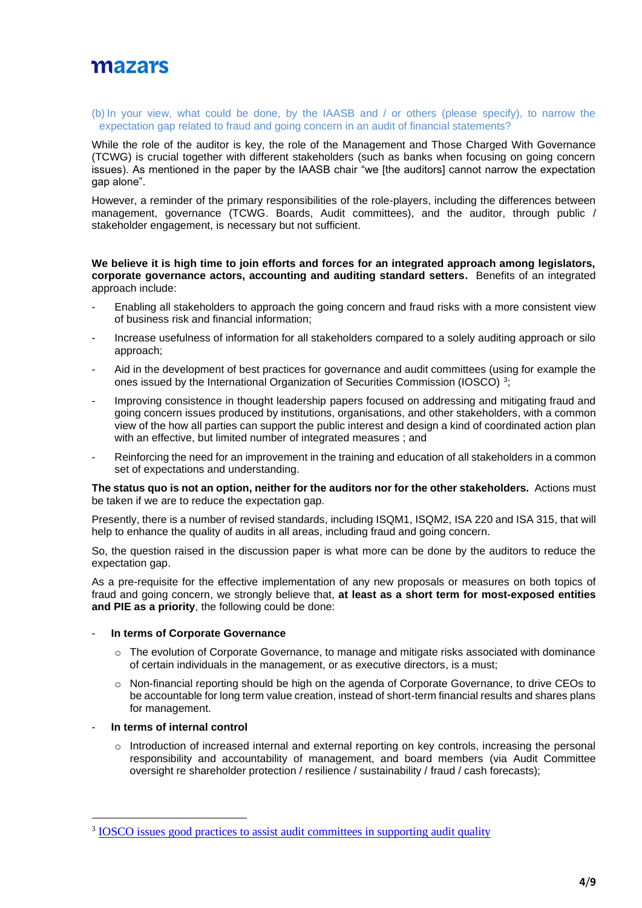(b) In your view, what could be done, by the IAASB and / or others (please specify), to narrow the expectation gap related to fraud and going concern in an audit of financial statements?

While the role of the auditor is key, the role of the Management and Those Charged With Governance (TCWG) is crucial together with different stakeholders (such as banks when focusing on going concern issues). As mentioned in the paper by the IAASB chair "we [the auditors] cannot narrow the expectation gap alone".

However, a reminder of the primary responsibilities of the role-players, including the differences between management, governance (TCWG. Boards, Audit committees), and the auditor, through public / stakeholder engagement, is necessary but not sufficient.

**We believe it is high time to join efforts and forces for an integrated approach among legislators, corporate governance actors, accounting and auditing standard setters.** Benefits of an integrated approach include:

- Enabling all stakeholders to approach the going concern and fraud risks with a more consistent view of business risk and financial information;
- Increase usefulness of information for all stakeholders compared to a solely auditing approach or silo approach;
- Aid in the development of best practices for governance and audit committees (using for example the ones issued by the International Organization of Securities Commission (IOSCO) [3];
- Improving consistence in thought leadership papers focused on addressing and mitigating fraud and going concern issues produced by institutions, organisations, and other stakeholders, with a common view of the how all parties can support the public interest and design a kind of coordinated action plan with an effective, but limited number of integrated measures ; and
- Reinforcing the need for an improvement in the training and education of all stakeholders in a common set of expectations and understanding.

**The status quo is not an option, neither for the auditors nor for the other stakeholders.** Actions must be taken if we are to reduce the expectation gap.

Presently, there is a number of revised standards, including ISQM1, ISQM2, ISA 220 and ISA 315, that will help to enhance the quality of audits in all areas, including fraud and going concern.

So, the question raised in the discussion paper is what more can be done by the auditors to reduce the expectation gap.

As a pre-requisite for the effective implementation of any new proposals or measures on both topics of fraud and going concern, we strongly believe that, **at least as a short term for most-exposed entities and PIE as a priority**, the following could be done:

- **In terms of Corporate Governance**
  - The evolution of Corporate Governance, to manage and mitigate risks associated with dominance of certain individuals in the management, or as executive directors, is a must;
  - Non-financial reporting should be high on the agenda of Corporate Governance, to drive CEOs to be accountable for long term value creation, instead of short-term financial results and shares plans for management.
- **In terms of internal control**
  - Introduction of increased internal and external reporting on key controls, increasing the personal responsibility and accountability of management, and board members (via Audit Committee oversight re shareholder protection / resilience / sustainability / fraud / cash forecasts);

---

[3] IOSCO issues good practices to assist audit committees in supporting audit quality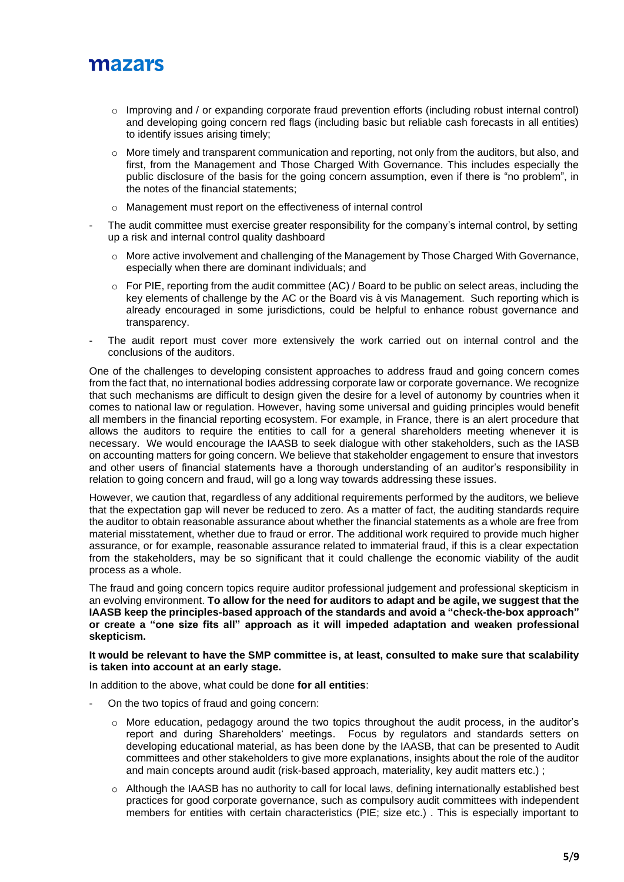- Improving and / or expanding corporate fraud prevention efforts (including robust internal control) and developing going concern red flags (including basic but reliable cash forecasts in all entities) to identify issues arising timely;
  - More timely and transparent communication and reporting, not only from the auditors, but also, and first, from the Management and Those Charged With Governance. This includes especially the public disclosure of the basis for the going concern assumption, even if there is "no problem", in the notes of the financial statements;
  - Management must report on the effectiveness of internal control

- The audit committee must exercise greater responsibility for the company's internal control, by setting up a risk and internal control quality dashboard
  - More active involvement and challenging of the Management by Those Charged With Governance, especially when there are dominant individuals; and
  - For PIE, reporting from the audit committee (AC) / Board to be public on select areas, including the key elements of challenge by the AC or the Board vis à vis Management. Such reporting which is already encouraged in some jurisdictions, could be helpful to enhance robust governance and transparency.
- The audit report must cover more extensively the work carried out on internal control and the conclusions of the auditors.

One of the challenges to developing consistent approaches to address fraud and going concern comes from the fact that, no international bodies addressing corporate law or corporate governance. We recognize that such mechanisms are difficult to design given the desire for a level of autonomy by countries when it comes to national law or regulation. However, having some universal and guiding principles would benefit all members in the financial reporting ecosystem. For example, in France, there is an alert procedure that allows the auditors to require the entities to call for a general shareholders meeting whenever it is necessary. We would encourage the IAASB to seek dialogue with other stakeholders, such as the IASB on accounting matters for going concern. We believe that stakeholder engagement to ensure that investors and other users of financial statements have a thorough understanding of an auditor's responsibility in relation to going concern and fraud, will go a long way towards addressing these issues.

However, we caution that, regardless of any additional requirements performed by the auditors, we believe that the expectation gap will never be reduced to zero. As a matter of fact, the auditing standards require the auditor to obtain reasonable assurance about whether the financial statements as a whole are free from material misstatement, whether due to fraud or error. The additional work required to provide much higher assurance, or for example, reasonable assurance related to immaterial fraud, if this is a clear expectation from the stakeholders, may be so significant that it could challenge the economic viability of the audit process as a whole.

The fraud and going concern topics require auditor professional judgement and professional skepticism in an evolving environment. **To allow for the need for auditors to adapt and be agile, we suggest that the IAASB keep the principles-based approach of the standards and avoid a "check-the-box approach" or create a "one size fits all" approach as it will impeded adaptation and weaken professional skepticism.**

**It would be relevant to have the SMP committee is, at least, consulted to make sure that scalability is taken into account at an early stage.**

In addition to the above, what could be done **for all entities**:

- On the two topics of fraud and going concern:
  - More education, pedagogy around the two topics throughout the audit process, in the auditor's report and during Shareholders' meetings. Focus by regulators and standards setters on developing educational material, as has been done by the IAASB, that can be presented to Audit committees and other stakeholders to give more explanations, insights about the role of the auditor and main concepts around audit (risk-based approach, materiality, key audit matters etc.) ;
  - Although the IAASB has no authority to call for local laws, defining internationally established best practices for good corporate governance, such as compulsory audit committees with independent members for entities with certain characteristics (PIE; size etc.) . This is especially important to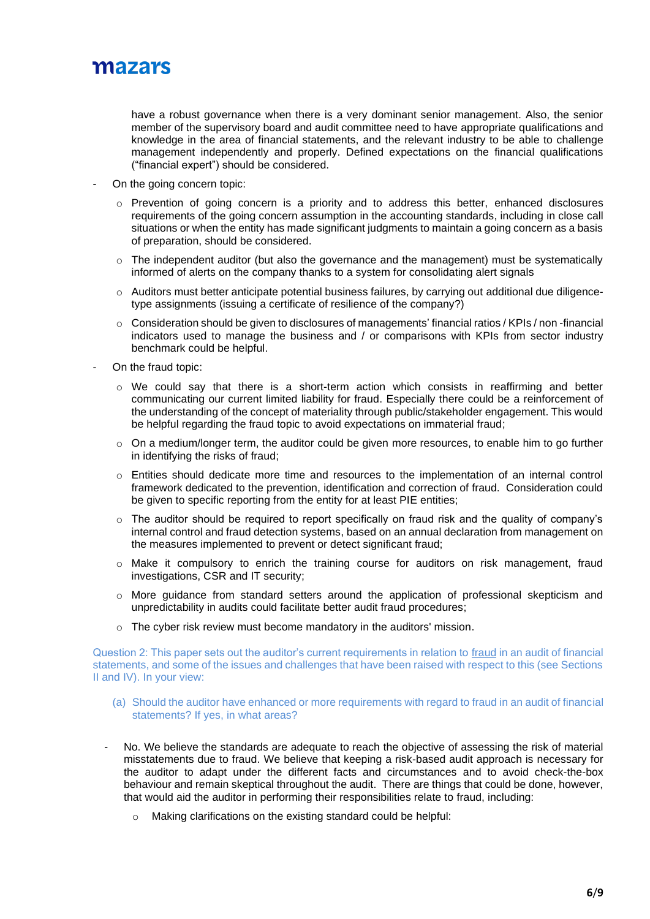have a robust governance when there is a very dominant senior management. Also, the senior member of the supervisory board and audit committee need to have appropriate qualifications and knowledge in the area of financial statements, and the relevant industry to be able to challenge management independently and properly. Defined expectations on the financial qualifications ("financial expert") should be considered.

- On the going concern topic:
    - Prevention of going concern is a priority and to address this better, enhanced disclosures requirements of the going concern assumption in the accounting standards, including in close call situations or when the entity has made significant judgments to maintain a going concern as a basis of preparation, should be considered.
    - The independent auditor (but also the governance and the management) must be systematically informed of alerts on the company thanks to a system for consolidating alert signals
    - Auditors must better anticipate potential business failures, by carrying out additional due diligence-type assignments (issuing a certificate of resilience of the company?)
    - Consideration should be given to disclosures of managements' financial ratios / KPIs / non -financial indicators used to manage the business and / or comparisons with KPIs from sector industry benchmark could be helpful.
- On the fraud topic:
    - We could say that there is a short-term action which consists in reaffirming and better communicating our current limited liability for fraud. Especially there could be a reinforcement of the understanding of the concept of materiality through public/stakeholder engagement. This would be helpful regarding the fraud topic to avoid expectations on immaterial fraud;
    - On a medium/longer term, the auditor could be given more resources, to enable him to go further in identifying the risks of fraud;
    - Entities should dedicate more time and resources to the implementation of an internal control framework dedicated to the prevention, identification and correction of fraud. Consideration could be given to specific reporting from the entity for at least PIE entities;
    - The auditor should be required to report specifically on fraud risk and the quality of company's internal control and fraud detection systems, based on an annual declaration from management on the measures implemented to prevent or detect significant fraud;
    - Make it compulsory to enrich the training course for auditors on risk management, fraud investigations, CSR and IT security;
    - More guidance from standard setters around the application of professional skepticism and unpredictability in audits could facilitate better audit fraud procedures;
    - The cyber risk review must become mandatory in the auditors' mission.

Question 2: This paper sets out the auditor's current requirements in relation to fraud in an audit of financial statements, and some of the issues and challenges that have been raised with respect to this (see Sections II and IV). In your view:

(a) Should the auditor have enhanced or more requirements with regard to fraud in an audit of financial statements? If yes, in what areas?

- No. We believe the standards are adequate to reach the objective of assessing the risk of material misstatements due to fraud. We believe that keeping a risk-based audit approach is necessary for the auditor to adapt under the different facts and circumstances and to avoid check-the-box behaviour and remain skeptical throughout the audit. There are things that could be done, however, that would aid the auditor in performing their responsibilities relate to fraud, including:
    - Making clarifications on the existing standard could be helpful: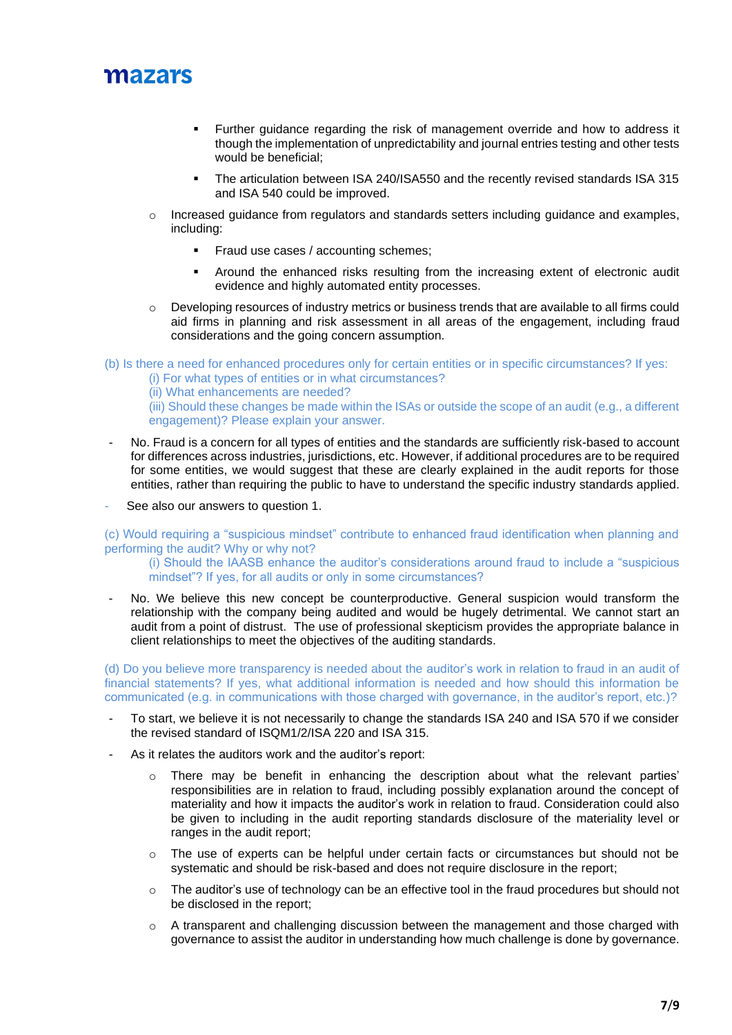- Further guidance regarding the risk of management override and how to address it though the implementation of unpredictability and journal entries testing and other tests would be beneficial;
- The articulation between ISA 240/ISA550 and the recently revised standards ISA 315 and ISA 540 could be improved.

- Increased guidance from regulators and standards setters including guidance and examples, including:
  - Fraud use cases / accounting schemes;
  - Around the enhanced risks resulting from the increasing extent of electronic audit evidence and highly automated entity processes.
- Developing resources of industry metrics or business trends that are available to all firms could aid firms in planning and risk assessment in all areas of the engagement, including fraud considerations and the going concern assumption.

(b) Is there a need for enhanced procedures only for certain entities or in specific circumstances? If yes:

(i) For what types of entities or in what circumstances?
(ii) What enhancements are needed?
(iii) Should these changes be made within the ISAs or outside the scope of an audit (e.g., a different engagement)? Please explain your answer.

- No. Fraud is a concern for all types of entities and the standards are sufficiently risk-based to account for differences across industries, jurisdictions, etc. However, if additional procedures are to be required for some entities, we would suggest that these are clearly explained in the audit reports for those entities, rather than requiring the public to have to understand the specific industry standards applied.
- See also our answers to question 1.

(c) Would requiring a "suspicious mindset" contribute to enhanced fraud identification when planning and performing the audit? Why or why not?

(i) Should the IAASB enhance the auditor's considerations around fraud to include a "suspicious mindset"? If yes, for all audits or only in some circumstances?

- No. We believe this new concept be counterproductive. General suspicion would transform the relationship with the company being audited and would be hugely detrimental. We cannot start an audit from a point of distrust. The use of professional skepticism provides the appropriate balance in client relationships to meet the objectives of the auditing standards.

(d) Do you believe more transparency is needed about the auditor's work in relation to fraud in an audit of financial statements? If yes, what additional information is needed and how should this information be communicated (e.g. in communications with those charged with governance, in the auditor's report, etc.)?

- To start, we believe it is not necessarily to change the standards ISA 240 and ISA 570 if we consider the revised standard of ISQM1/2/ISA 220 and ISA 315.
- As it relates the auditors work and the auditor's report:
  - There may be benefit in enhancing the description about what the relevant parties' responsibilities are in relation to fraud, including possibly explanation around the concept of materiality and how it impacts the auditor's work in relation to fraud. Consideration could also be given to including in the audit reporting standards disclosure of the materiality level or ranges in the audit report;
  - The use of experts can be helpful under certain facts or circumstances but should not be systematic and should be risk-based and does not require disclosure in the report;
  - The auditor's use of technology can be an effective tool in the fraud procedures but should not be disclosed in the report;
  - A transparent and challenging discussion between the management and those charged with governance to assist the auditor in understanding how much challenge is done by governance.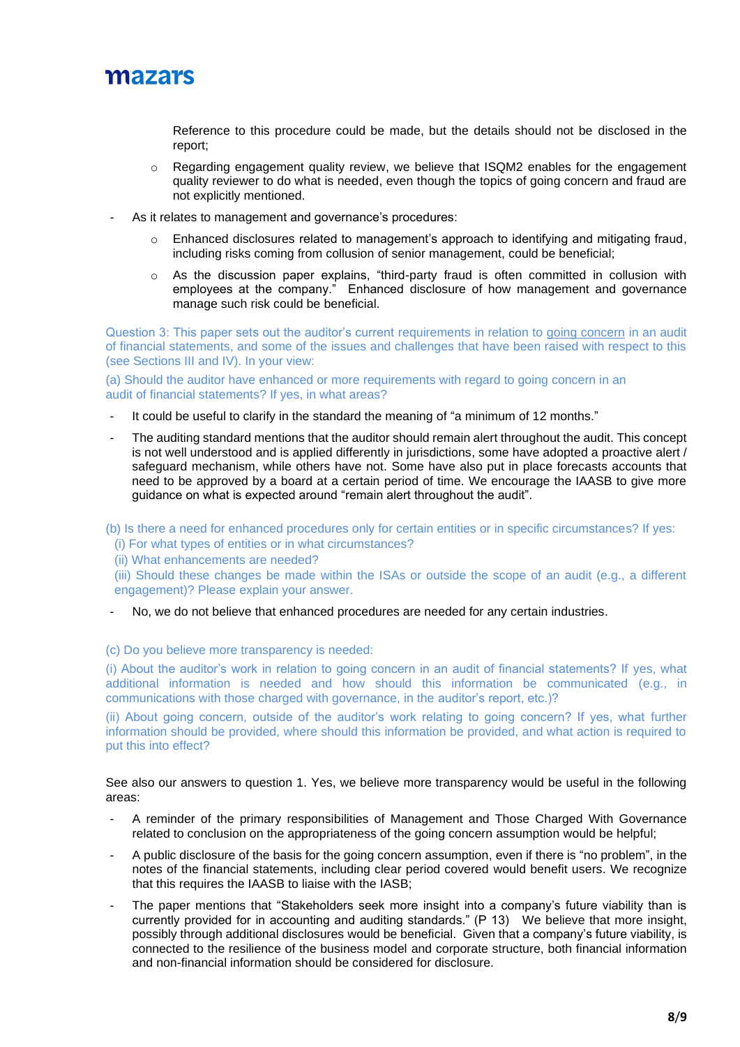Reference to this procedure could be made, but the details should not be disclosed in the report;

  - Regarding engagement quality review, we believe that ISQM2 enables for the engagement quality reviewer to do what is needed, even though the topics of going concern and fraud are not explicitly mentioned.

- As it relates to management and governance's procedures:
  - Enhanced disclosures related to management's approach to identifying and mitigating fraud, including risks coming from collusion of senior management, could be beneficial;
  - As the discussion paper explains, "third-party fraud is often committed in collusion with employees at the company." Enhanced disclosure of how management and governance manage such risk could be beneficial.

Question 3: This paper sets out the auditor's current requirements in relation to going concern in an audit of financial statements, and some of the issues and challenges that have been raised with respect to this (see Sections III and IV). In your view:

(a) Should the auditor have enhanced or more requirements with regard to going concern in an audit of financial statements? If yes, in what areas?

- It could be useful to clarify in the standard the meaning of "a minimum of 12 months."
- The auditing standard mentions that the auditor should remain alert throughout the audit. This concept is not well understood and is applied differently in jurisdictions, some have adopted a proactive alert / safeguard mechanism, while others have not. Some have also put in place forecasts accounts that need to be approved by a board at a certain period of time. We encourage the IAASB to give more guidance on what is expected around "remain alert throughout the audit".

(b) Is there a need for enhanced procedures only for certain entities or in specific circumstances? If yes:
(i) For what types of entities or in what circumstances?
(ii) What enhancements are needed?
(iii) Should these changes be made within the ISAs or outside the scope of an audit (e.g., a different engagement)? Please explain your answer.

- No, we do not believe that enhanced procedures are needed for any certain industries.

(c) Do you believe more transparency is needed:

(i) About the auditor's work in relation to going concern in an audit of financial statements? If yes, what additional information is needed and how should this information be communicated (e.g., in communications with those charged with governance, in the auditor's report, etc.)?

(ii) About going concern, outside of the auditor's work relating to going concern? If yes, what further information should be provided, where should this information be provided, and what action is required to put this into effect?

See also our answers to question 1. Yes, we believe more transparency would be useful in the following areas:

- A reminder of the primary responsibilities of Management and Those Charged With Governance related to conclusion on the appropriateness of the going concern assumption would be helpful;
- A public disclosure of the basis for the going concern assumption, even if there is "no problem", in the notes of the financial statements, including clear period covered would benefit users. We recognize that this requires the IAASB to liaise with the IASB;
- The paper mentions that "Stakeholders seek more insight into a company's future viability than is currently provided for in accounting and auditing standards." (P 13) We believe that more insight, possibly through additional disclosures would be beneficial. Given that a company's future viability, is connected to the resilience of the business model and corporate structure, both financial information and non-financial information should be considered for disclosure.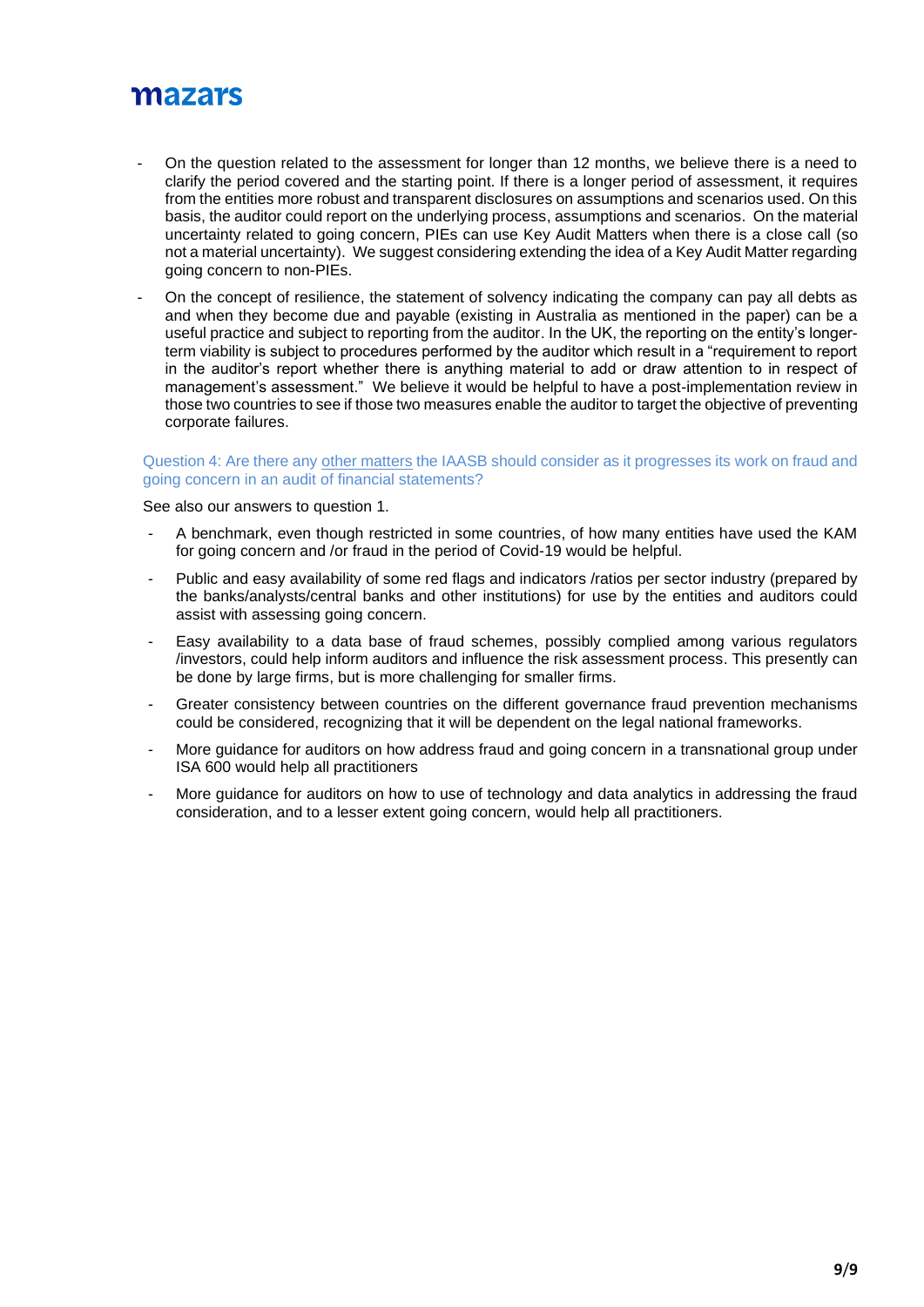- On the question related to the assessment for longer than 12 months, we believe there is a need to clarify the period covered and the starting point. If there is a longer period of assessment, it requires from the entities more robust and transparent disclosures on assumptions and scenarios used. On this basis, the auditor could report on the underlying process, assumptions and scenarios. On the material uncertainty related to going concern, PIEs can use Key Audit Matters when there is a close call (so not a material uncertainty). We suggest considering extending the idea of a Key Audit Matter regarding going concern to non-PIEs.
- On the concept of resilience, the statement of solvency indicating the company can pay all debts as and when they become due and payable (existing in Australia as mentioned in the paper) can be a useful practice and subject to reporting from the auditor. In the UK, the reporting on the entity's longer-term viability is subject to procedures performed by the auditor which result in a "requirement to report in the auditor's report whether there is anything material to add or draw attention to in respect of management's assessment." We believe it would be helpful to have a post-implementation review in those two countries to see if those two measures enable the auditor to target the objective of preventing corporate failures.

Question 4: Are there any other matters the IAASB should consider as it progresses its work on fraud and going concern in an audit of financial statements?

See also our answers to question 1.

- A benchmark, even though restricted in some countries, of how many entities have used the KAM for going concern and /or fraud in the period of Covid-19 would be helpful.
- Public and easy availability of some red flags and indicators /ratios per sector industry (prepared by the banks/analysts/central banks and other institutions) for use by the entities and auditors could assist with assessing going concern.
- Easy availability to a data base of fraud schemes, possibly complied among various regulators /investors, could help inform auditors and influence the risk assessment process. This presently can be done by large firms, but is more challenging for smaller firms.
- Greater consistency between countries on the different governance fraud prevention mechanisms could be considered, recognizing that it will be dependent on the legal national frameworks.
- More guidance for auditors on how address fraud and going concern in a transnational group under ISA 600 would help all practitioners
- More guidance for auditors on how to use of technology and data analytics in addressing the fraud consideration, and to a lesser extent going concern, would help all practitioners.